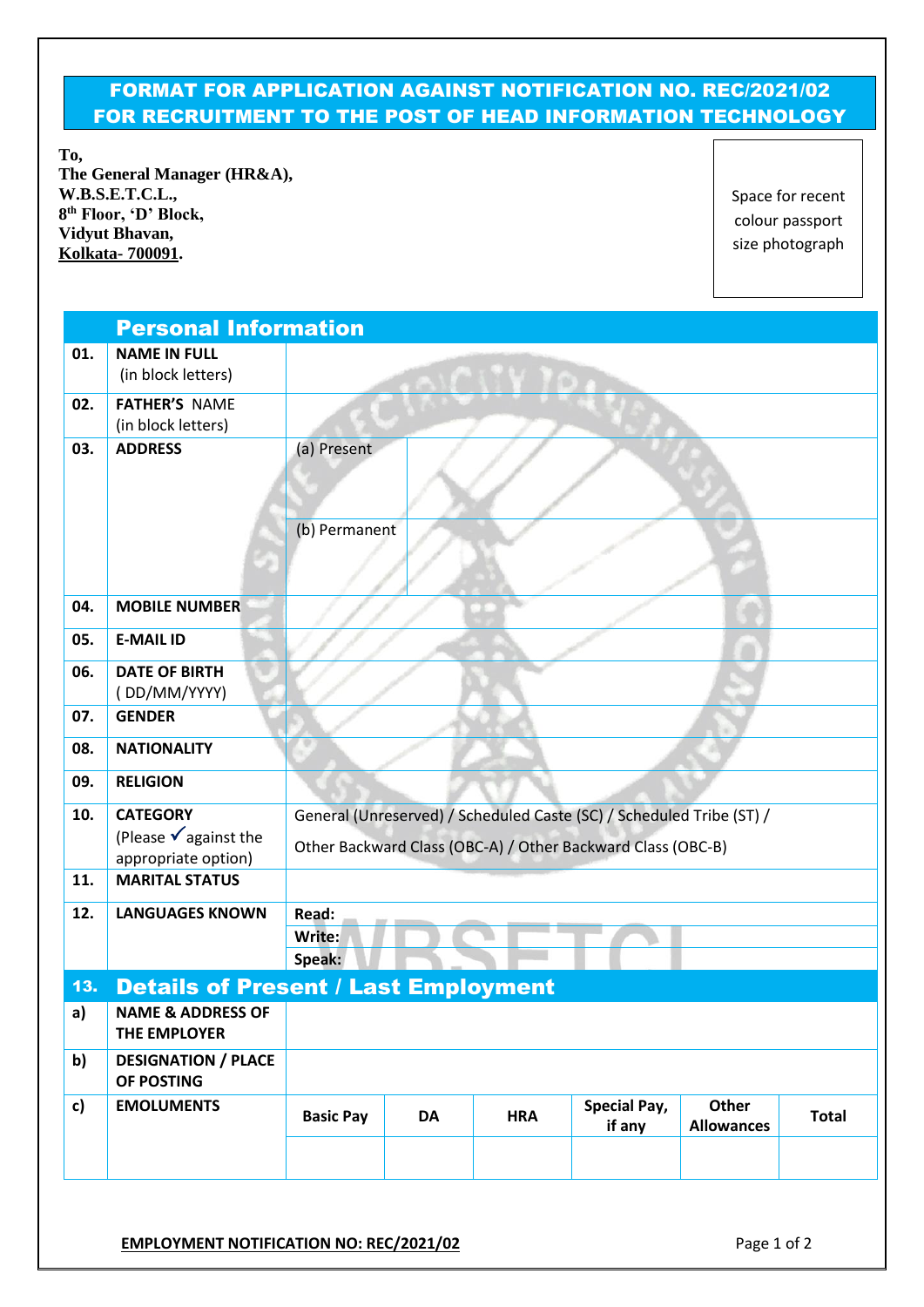# FORMAT FOR APPLICATION AGAINST NOTIFICATION NO. REC/2021/02 FOR RECRUITMENT TO THE POST OF HEAD INFORMATION TECHNOLOGY

**To,**
**The General Manager (HR&A),**
**W.B.S.E.T.C.L.,**
**8th Floor, 'D' Block,**
**Vidyut Bhavan,**
**Kolkata- 700091.**

Space for recent colour passport size photograph

## Personal Information

| | | | |
|---|---|---|---|
| 01. | **NAME IN FULL** (in block letters) | | |
| 02. | **FATHER'S** NAME (in block letters) | | |
| 03. | **ADDRESS** | (a) Present | |
| | | (b) Permanent | |
| 04. | **MOBILE NUMBER** | | |
| 05. | **E-MAIL ID** | | |
| 06. | **DATE OF BIRTH** ( DD/MM/YYYY) | | |
| 07. | **GENDER** | | |
| 08. | **NATIONALITY** | | |
| 09. | **RELIGION** | | |
| 10. | **CATEGORY** (Please ✓ against the appropriate option) | General (Unreserved) / Scheduled Caste (SC) / Scheduled Tribe (ST) / Other Backward Class (OBC-A) / Other Backward Class (OBC-B) | |
| 11. | **MARITAL STATUS** | | |
| 12. | **LANGUAGES KNOWN** | **Read:** | |
| | | **Write:** | |
| | | **Speak:** | |

## 13. Details of Present / Last Employment

| | | | | | | | |
|---|---|---|---|---|---|---|---|
| a) | **NAME & ADDRESS OF THE EMPLOYER** | | | | | | |
| b) | **DESIGNATION / PLACE OF POSTING** | | | | | | |
| c) | **EMOLUMENTS** | **Basic Pay** | **DA** | **HRA** | **Special Pay, if any** | **Other Allowances** | **Total** |
| | | | | | | | |

**EMPLOYMENT NOTIFICATION NO: REC/2021/02**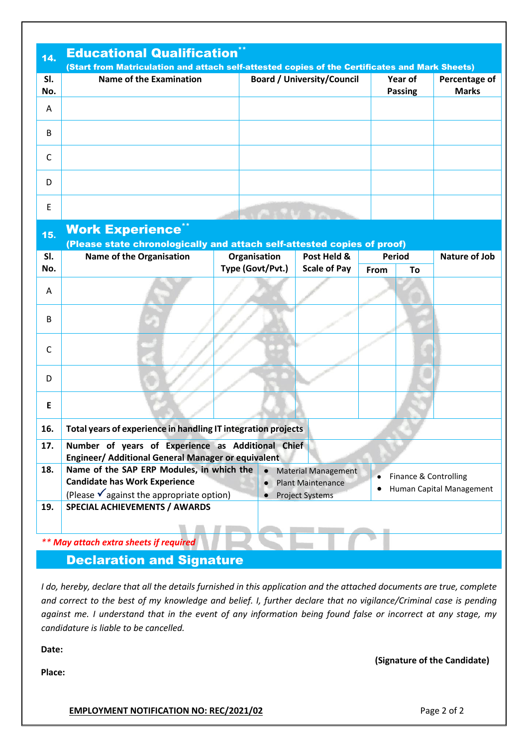## 14. Educational Qualification**

**(Start from Matriculation and attach self-attested copies of the Certificates and Mark Sheets)**

| Sl. No. | Name of the Examination | Board / University/Council | Year of Passing | Percentage of Marks |
|---|---|---|---|---|
| A | | | | |
| B | | | | |
| C | | | | |
| D | | | | |
| E | | | | |

## 15. Work Experience**

**(Please state chronologically and attach self-attested copies of proof)**

| Sl. No. | Name of the Organisation | Organisation Type (Govt/Pvt.) | Post Held & Scale of Pay | Period | | Nature of Job |
|---|---|---|---|---|---|---|
| | | | | From | To | |
| A | | | | | | |
| B | | | | | | |
| C | | | | | | |
| D | | | | | | |
| E | | | | | | |

| | | | |
|---|---|---|---|
| 16. | **Total years of experience in handling IT integration projects** | | |
| 17. | **Number of years of Experience as Additional Chief Engineer/ Additional General Manager or equivalent** | | |
| 18. | **Name of the SAP ERP Modules, in which the Candidate has Work Experience** (Please ✓ against the appropriate option) | • Material Management<br>• Plant Maintenance<br>• Project Systems | • Finance & Controlling<br>• Human Capital Management |
| 19. | **SPECIAL ACHIEVEMENTS / AWARDS** | | |

***\*\* May attach extra sheets if required***

## Declaration and Signature

*I do, hereby, declare that all the details furnished in this application and the attached documents are true, complete and correct to the best of my knowledge and belief. I, further declare that no vigilance/Criminal case is pending against me. I understand that in the event of any information being found false or incorrect at any stage, my candidature is liable to be cancelled.*

**Date:**

**(Signature of the Candidate)**

**Place:**

**EMPLOYMENT NOTIFICATION NO: REC/2021/02**